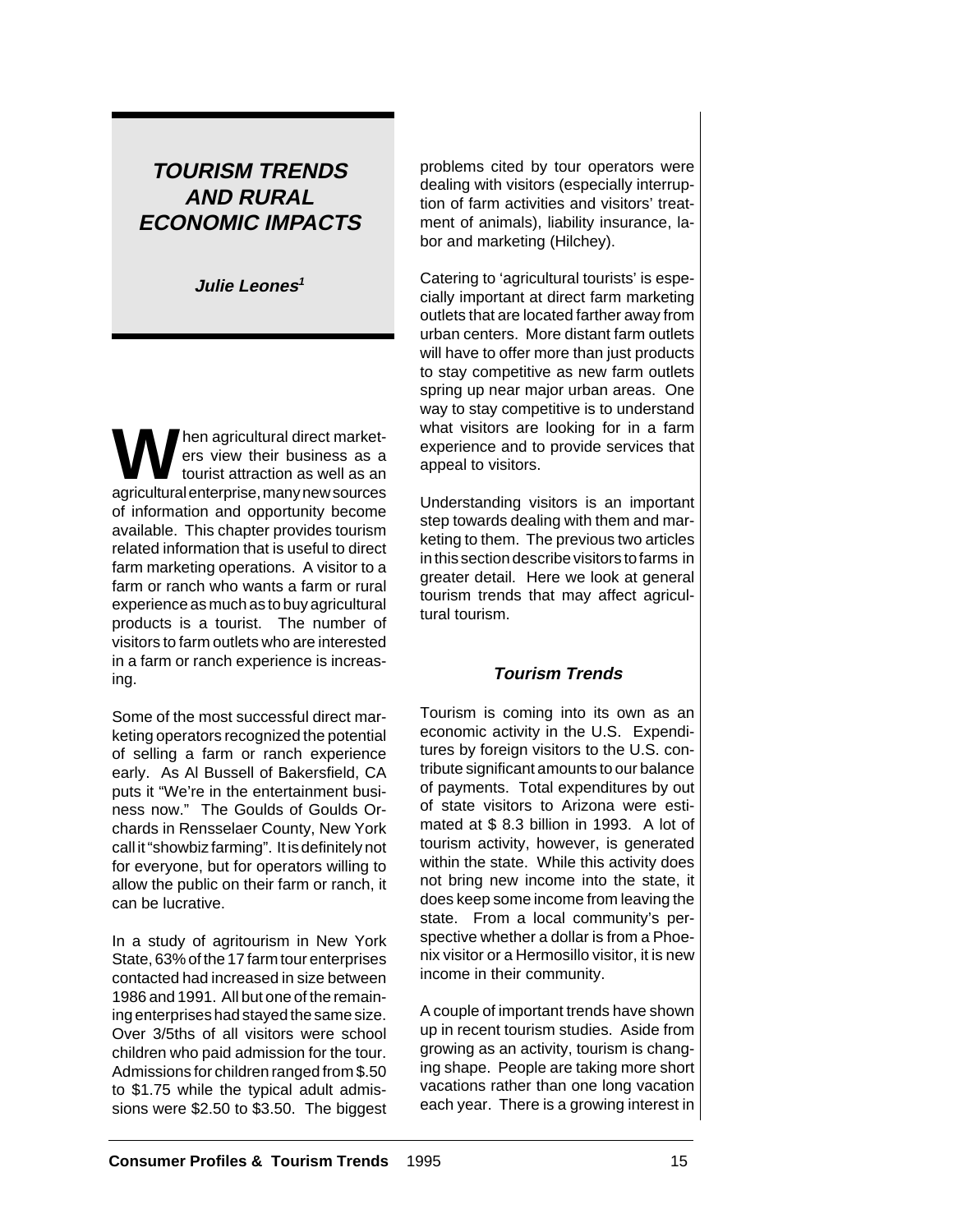# TOURISM TRENDS AND RURAL ECONOMIC IMPACTS

**Julie Leones[1]**

When agricultural direct marketers view their business as a tourist attraction as well as an agricultural enterprise, many new sources of information and opportunity become available. This chapter provides tourism related information that is useful to direct farm marketing operations. A visitor to a farm or ranch who wants a farm or rural experience as much as to buy agricultural products is a tourist. The number of visitors to farm outlets who are interested in a farm or ranch experience is increasing.

Some of the most successful direct marketing operators recognized the potential of selling a farm or ranch experience early. As Al Bussell of Bakersfield, CA puts it "We're in the entertainment business now." The Goulds of Goulds Orchards in Rensselaer County, New York call it "showbiz farming". It is definitely not for everyone, but for operators willing to allow the public on their farm or ranch, it can be lucrative.

In a study of agritourism in New York State, 63% of the 17 farm tour enterprises contacted had increased in size between 1986 and 1991. All but one of the remaining enterprises had stayed the same size. Over 3/5ths of all visitors were school children who paid admission for the tour. Admissions for children ranged from $.50 to $1.75 while the typical adult admissions were $2.50 to $3.50. The biggest problems cited by tour operators were dealing with visitors (especially interruption of farm activities and visitors' treatment of animals), liability insurance, labor and marketing (Hilchey).

Catering to 'agricultural tourists' is especially important at direct farm marketing outlets that are located farther away from urban centers. More distant farm outlets will have to offer more than just products to stay competitive as new farm outlets spring up near major urban areas. One way to stay competitive is to understand what visitors are looking for in a farm experience and to provide services that appeal to visitors.

Understanding visitors is an important step towards dealing with them and marketing to them. The previous two articles in this section describe visitors to farms in greater detail. Here we look at general tourism trends that may affect agricultural tourism.

## Tourism Trends

Tourism is coming into its own as an economic activity in the U.S. Expenditures by foreign visitors to the U.S. contribute significant amounts to our balance of payments. Total expenditures by out of state visitors to Arizona were estimated at $ 8.3 billion in 1993. A lot of tourism activity, however, is generated within the state. While this activity does not bring new income into the state, it does keep some income from leaving the state. From a local community's perspective whether a dollar is from a Phoenix visitor or a Hermosillo visitor, it is new income in their community.

A couple of important trends have shown up in recent tourism studies. Aside from growing as an activity, tourism is changing shape. People are taking more short vacations rather than one long vacation each year. There is a growing interest in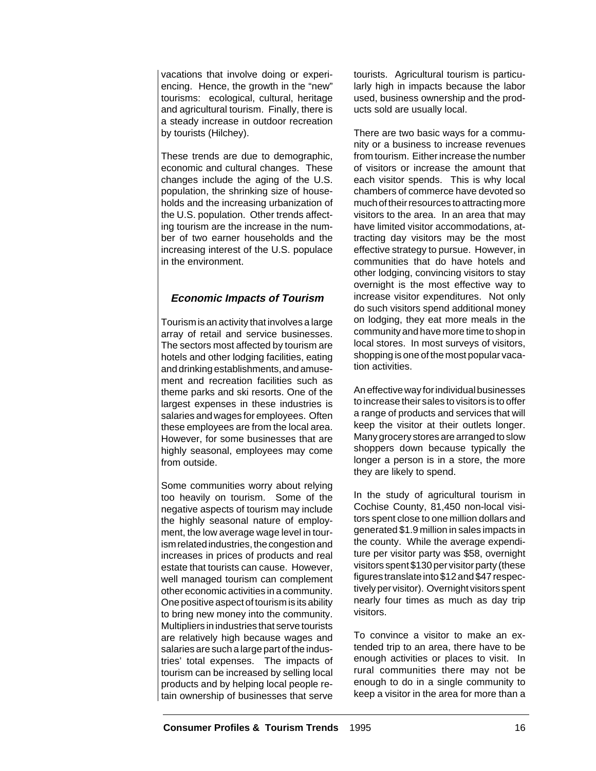vacations that involve doing or experiencing. Hence, the growth in the "new" tourisms: ecological, cultural, heritage and agricultural tourism. Finally, there is a steady increase in outdoor recreation by tourists (Hilchey).

These trends are due to demographic, economic and cultural changes. These changes include the aging of the U.S. population, the shrinking size of households and the increasing urbanization of the U.S. population. Other trends affecting tourism are the increase in the number of two earner households and the increasing interest of the U.S. populace in the environment.

### *Economic Impacts of Tourism*

Tourism is an activity that involves a large array of retail and service businesses. The sectors most affected by tourism are hotels and other lodging facilities, eating and drinking establishments, and amusement and recreation facilities such as theme parks and ski resorts. One of the largest expenses in these industries is salaries and wages for employees. Often these employees are from the local area. However, for some businesses that are highly seasonal, employees may come from outside.

Some communities worry about relying too heavily on tourism. Some of the negative aspects of tourism may include the highly seasonal nature of employment, the low average wage level in tourism related industries, the congestion and increases in prices of products and real estate that tourists can cause. However, well managed tourism can complement other economic activities in a community. One positive aspect of tourism is its ability to bring new money into the community. Multipliers in industries that serve tourists are relatively high because wages and salaries are such a large part of the industries' total expenses. The impacts of tourism can be increased by selling local products and by helping local people retain ownership of businesses that serve tourists. Agricultural tourism is particularly high in impacts because the labor used, business ownership and the products sold are usually local.

There are two basic ways for a community or a business to increase revenues from tourism. Either increase the number of visitors or increase the amount that each visitor spends. This is why local chambers of commerce have devoted so much of their resources to attracting more visitors to the area. In an area that may have limited visitor accommodations, attracting day visitors may be the most effective strategy to pursue. However, in communities that do have hotels and other lodging, convincing visitors to stay overnight is the most effective way to increase visitor expenditures. Not only do such visitors spend additional money on lodging, they eat more meals in the community and have more time to shop in local stores. In most surveys of visitors, shopping is one of the most popular vacation activities.

An effective way for individual businesses to increase their sales to visitors is to offer a range of products and services that will keep the visitor at their outlets longer. Many grocery stores are arranged to slow shoppers down because typically the longer a person is in a store, the more they are likely to spend.

In the study of agricultural tourism in Cochise County, 81,450 non-local visitors spent close to one million dollars and generated $1.9 million in sales impacts in the county. While the average expenditure per visitor party was $58, overnight visitors spent $130 per visitor party (these figures translate into $12 and $47 respectively per visitor). Overnight visitors spent nearly four times as much as day trip visitors.

To convince a visitor to make an extended trip to an area, there have to be enough activities or places to visit. In rural communities there may not be enough to do in a single community to keep a visitor in the area for more than a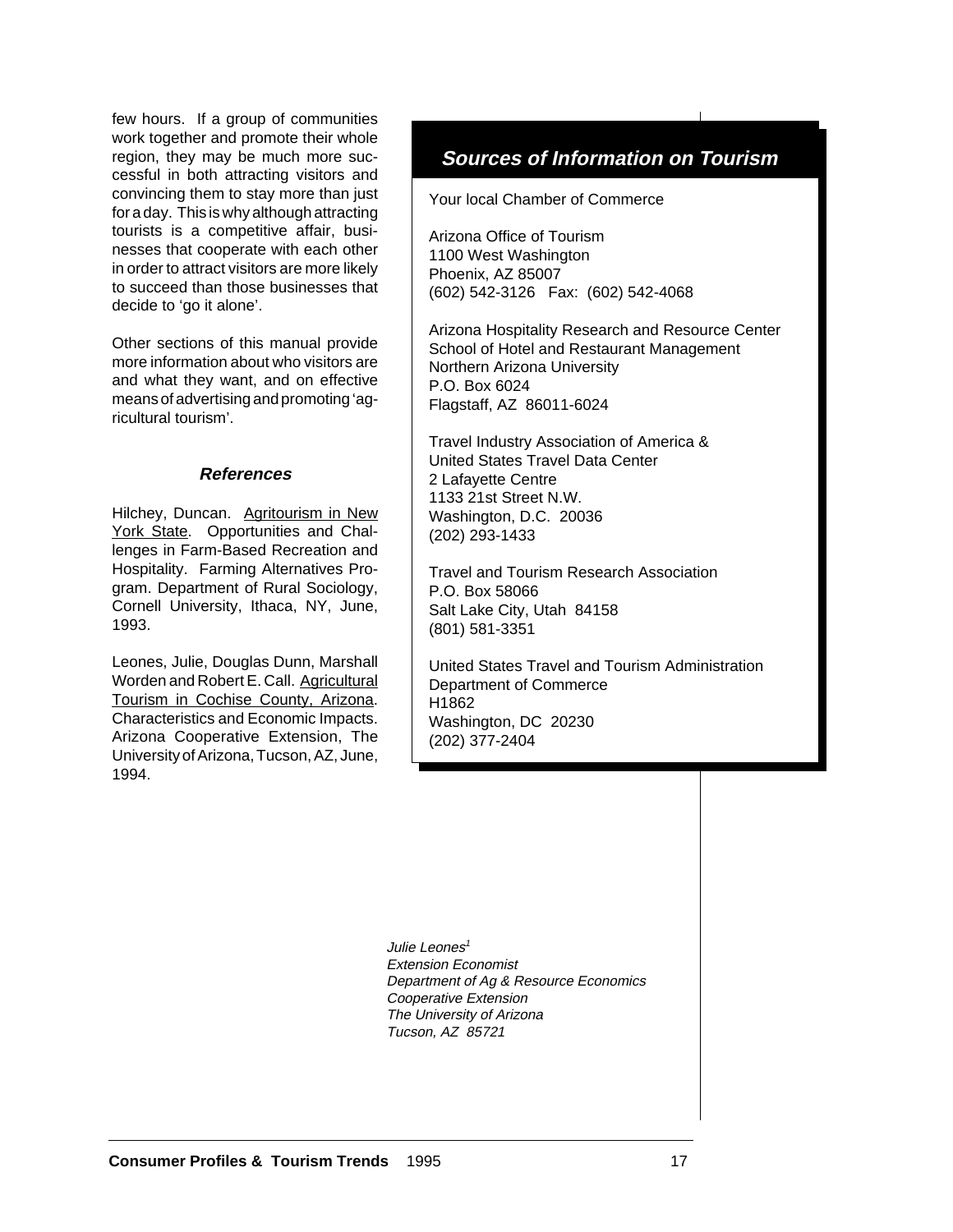few hours. If a group of communities work together and promote their whole region, they may be much more successful in both attracting visitors and convincing them to stay more than just for a day. This is why although attracting tourists is a competitive affair, businesses that cooperate with each other in order to attract visitors are more likely to succeed than those businesses that decide to 'go it alone'.

Other sections of this manual provide more information about who visitors are and what they want, and on effective means of advertising and promoting 'agricultural tourism'.

### *References*

Hilchey, Duncan. Agritourism in New York State. Opportunities and Challenges in Farm-Based Recreation and Hospitality. Farming Alternatives Program. Department of Rural Sociology, Cornell University, Ithaca, NY, June, 1993.

Leones, Julie, Douglas Dunn, Marshall Worden and Robert E. Call. Agricultural Tourism in Cochise County, Arizona. Characteristics and Economic Impacts. Arizona Cooperative Extension, The University of Arizona, Tucson, AZ, June, 1994.

## *Sources of Information on Tourism*

Your local Chamber of Commerce

Arizona Office of Tourism
1100 West Washington
Phoenix, AZ 85007
(602) 542-3126 Fax: (602) 542-4068

Arizona Hospitality Research and Resource Center
School of Hotel and Restaurant Management
Northern Arizona University
P.O. Box 6024
Flagstaff, AZ 86011-6024

Travel Industry Association of America &
United States Travel Data Center
2 Lafayette Centre
1133 21st Street N.W.
Washington, D.C. 20036
(202) 293-1433

Travel and Tourism Research Association
P.O. Box 58066
Salt Lake City, Utah 84158
(801) 581-3351

United States Travel and Tourism Administration
Department of Commerce
H1862
Washington, DC 20230
(202) 377-2404

*Julie Leones*[1]
*Extension Economist*
*Department of Ag & Resource Economics*
*Cooperative Extension*
*The University of Arizona*
*Tucson, AZ 85721*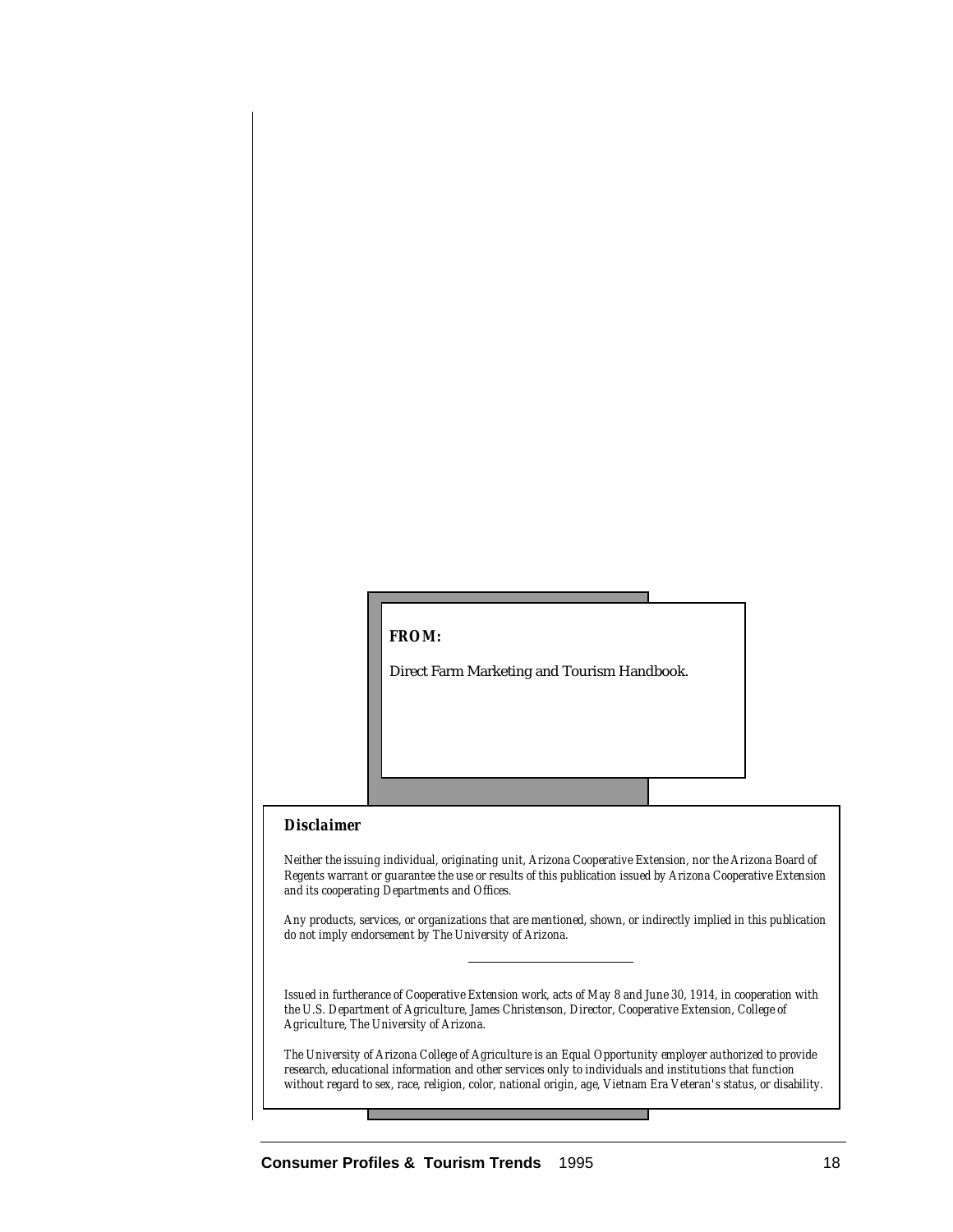**FROM:**

Direct Farm Marketing and Tourism Handbook.

### Disclaimer

*Neither the issuing individual, originating unit, Arizona Cooperative Extension, nor the Arizona Board of Regents warrant or guarantee the use or results of this publication issued by Arizona Cooperative Extension and its cooperating Departments and Offices.*

*Any products, services, or organizations that are mentioned, shown, or indirectly implied in this publication do not imply endorsement by The University of Arizona.*

---

*Issued in furtherance of Cooperative Extension work, acts of May 8 and June 30, 1914, in cooperation with the U.S. Department of Agriculture, James Christenson, Director, Cooperative Extension, College of Agriculture, The University of Arizona.*

*The University of Arizona College of Agriculture is an Equal Opportunity employer authorized to provide research, educational information and other services only to individuals and institutions that function without regard to sex, race, religion, color, national origin, age, Vietnam Era Veteran's status, or disability.*